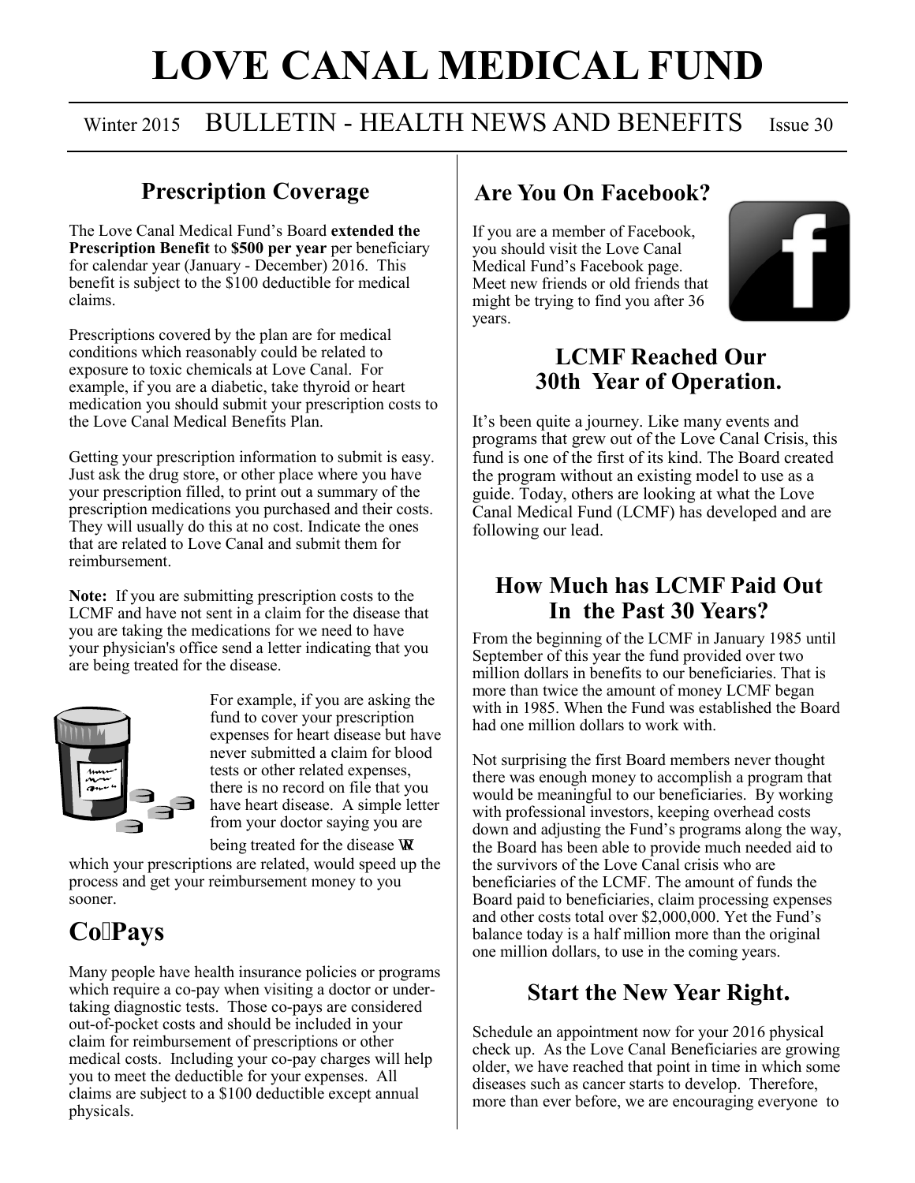# LOVE CANAL MEDICAL FUND

Winter 2015 BULLETIN - HEALTH NEWS AND BENEFITS Issue 30

## Prescription Coverage

The Love Canal Medical Fund's Board **extended the Prescription Benefit** to **$500 per year** per beneficiary for calendar year (January - December) 2016. This benefit is subject to the $100 deductible for medical claims.

Prescriptions covered by the plan are for medical conditions which reasonably could be related to exposure to toxic chemicals at Love Canal. For example, if you are a diabetic, take thyroid or heart medication you should submit your prescription costs to the Love Canal Medical Benefits Plan.

Getting your prescription information to submit is easy. Just ask the drug store, or other place where you have your prescription filled, to print out a summary of the prescription medications you purchased and their costs. They will usually do this at no cost. Indicate the ones that are related to Love Canal and submit them for reimbursement.

**Note:** If you are submitting prescription costs to the LCMF and have not sent in a claim for the disease that you are taking the medications for we need to have your physician's office send a letter indicating that you are being treated for the disease.

For example, if you are asking the fund to cover your prescription expenses for heart disease but have never submitted a claim for blood tests or other related expenses, there is no record on file that you have heart disease. A simple letter from your doctor saying you are being treated for the disease to which your prescriptions are related, would speed up the process and get your reimbursement money to you sooner.

## Co-Pays

Many people have health insurance policies or programs which require a co-pay when visiting a doctor or undertaking diagnostic tests. Those co-pays are considered out-of-pocket costs and should be included in your claim for reimbursement of prescriptions or other medical costs. Including your co-pay charges will help you to meet the deductible for your expenses. All claims are subject to a $100 deductible except annual physicals.

## Are You On Facebook?

If you are a member of Facebook, you should visit the Love Canal Medical Fund's Facebook page. Meet new friends or old friends that might be trying to find you after 36 years.

## LCMF Reached Our 30th Year of Operation.

It's been quite a journey. Like many events and programs that grew out of the Love Canal Crisis, this fund is one of the first of its kind. The Board created the program without an existing model to use as a guide. Today, others are looking at what the Love Canal Medical Fund (LCMF) has developed and are following our lead.

## How Much has LCMF Paid Out In the Past 30 Years?

From the beginning of the LCMF in January 1985 until September of this year the fund provided over two million dollars in benefits to our beneficiaries. That is more than twice the amount of money LCMF began with in 1985. When the Fund was established the Board had one million dollars to work with.

Not surprising the first Board members never thought there was enough money to accomplish a program that would be meaningful to our beneficiaries. By working with professional investors, keeping overhead costs down and adjusting the Fund's programs along the way, the Board has been able to provide much needed aid to the survivors of the Love Canal crisis who are beneficiaries of the LCMF. The amount of funds the Board paid to beneficiaries, claim processing expenses and other costs total over $2,000,000. Yet the Fund's balance today is a half million more than the original one million dollars, to use in the coming years.

## Start the New Year Right.

Schedule an appointment now for your 2016 physical check up. As the Love Canal Beneficiaries are growing older, we have reached that point in time in which some diseases such as cancer starts to develop. Therefore, more than ever before, we are encouraging everyone to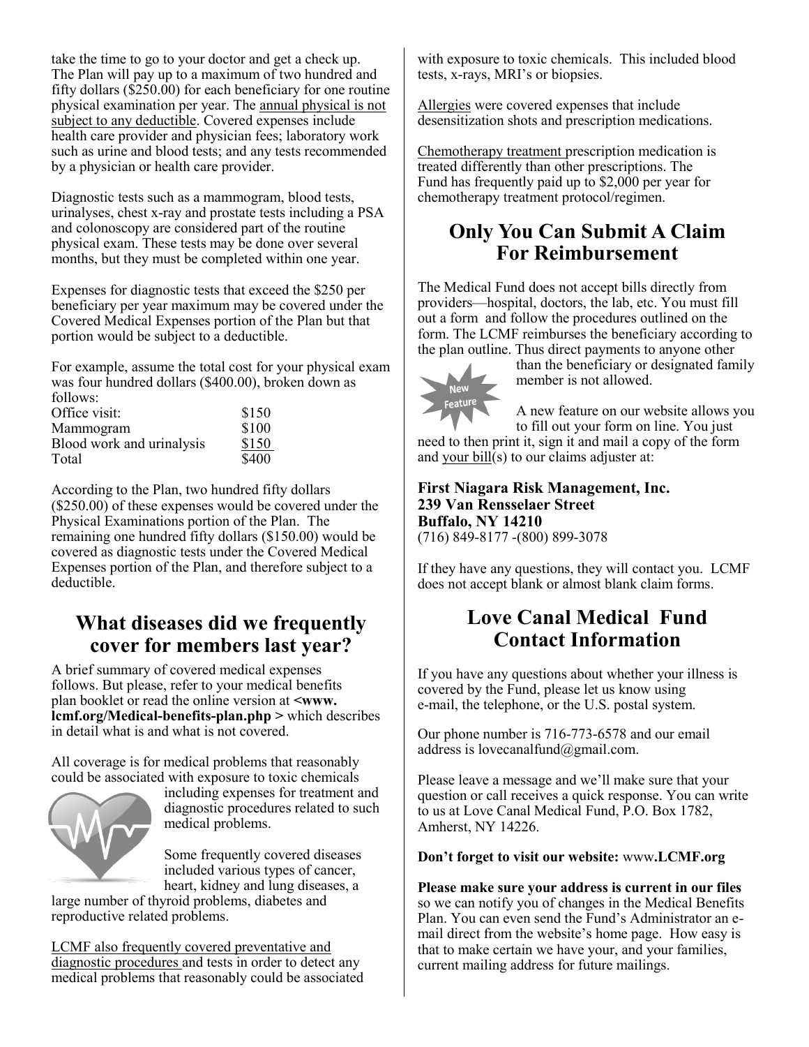take the time to go to your doctor and get a check up. The Plan will pay up to a maximum of two hundred and fifty dollars ($250.00) for each beneficiary for one routine physical examination per year. The annual physical is not subject to any deductible. Covered expenses include health care provider and physician fees; laboratory work such as urine and blood tests; and any tests recommended by a physician or health care provider.

Diagnostic tests such as a mammogram, blood tests, urinalyses, chest x-ray and prostate tests including a PSA and colonoscopy are considered part of the routine physical exam. These tests may be done over several months, but they must be completed within one year.

Expenses for diagnostic tests that exceed the $250 per beneficiary per year maximum may be covered under the Covered Medical Expenses portion of the Plan but that portion would be subject to a deductible.

For example, assume the total cost for your physical exam was four hundred dollars ($400.00), broken down as follows:

| | |
|---|---|
| Office visit: | $150 |
| Mammogram | $100 |
| Blood work and urinalysis | $150 |
| Total | $400 |

According to the Plan, two hundred fifty dollars ($250.00) of these expenses would be covered under the Physical Examinations portion of the Plan. The remaining one hundred fifty dollars ($150.00) would be covered as diagnostic tests under the Covered Medical Expenses portion of the Plan, and therefore subject to a deductible.

## What diseases did we frequently cover for members last year?

A brief summary of covered medical expenses follows. But please, refer to your medical benefits plan booklet or read the online version at **<www.lcmf.org/Medical-benefits-plan.php >** which describes in detail what is and what is not covered.

All coverage is for medical problems that reasonably could be associated with exposure to toxic chemicals including expenses for treatment and diagnostic procedures related to such medical problems.

Some frequently covered diseases included various types of cancer, heart, kidney and lung diseases, a large number of thyroid problems, diabetes and reproductive related problems.

LCMF also frequently covered preventative and diagnostic procedures and tests in order to detect any medical problems that reasonably could be associated with exposure to toxic chemicals. This included blood tests, x-rays, MRI's or biopsies.

Allergies were covered expenses that include desensitization shots and prescription medications.

Chemotherapy treatment prescription medication is treated differently than other prescriptions. The Fund has frequently paid up to $2,000 per year for chemotherapy treatment protocol/regimen.

## Only You Can Submit A Claim For Reimbursement

The Medical Fund does not accept bills directly from providers—hospital, doctors, the lab, etc. You must fill out a form and follow the procedures outlined on the form. The LCMF reimburses the beneficiary according to the plan outline. Thus direct payments to anyone other than the beneficiary or designated family member is not allowed.

New Feature

A new feature on our website allows you to fill out your form on line. You just need to then print it, sign it and mail a copy of the form and your bill(s) to our claims adjuster at:

**First Niagara Risk Management, Inc.**
**239 Van Rensselaer Street**
**Buffalo, NY 14210**
(716) 849-8177 -(800) 899-3078

If they have any questions, they will contact you. LCMF does not accept blank or almost blank claim forms.

## Love Canal Medical Fund Contact Information

If you have any questions about whether your illness is covered by the Fund, please let us know using e-mail, the telephone, or the U.S. postal system.

Our phone number is 716-773-6578 and our email address is lovecanalfund@gmail.com.

Please leave a message and we'll make sure that your question or call receives a quick response. You can write to us at Love Canal Medical Fund, P.O. Box 1782, Amherst, NY 14226.

**Don't forget to visit our website:** www**.LCMF.org**

**Please make sure your address is current in our files** so we can notify you of changes in the Medical Benefits Plan. You can even send the Fund's Administrator an e-mail direct from the website's home page. How easy is that to make certain we have your, and your families, current mailing address for future mailings.